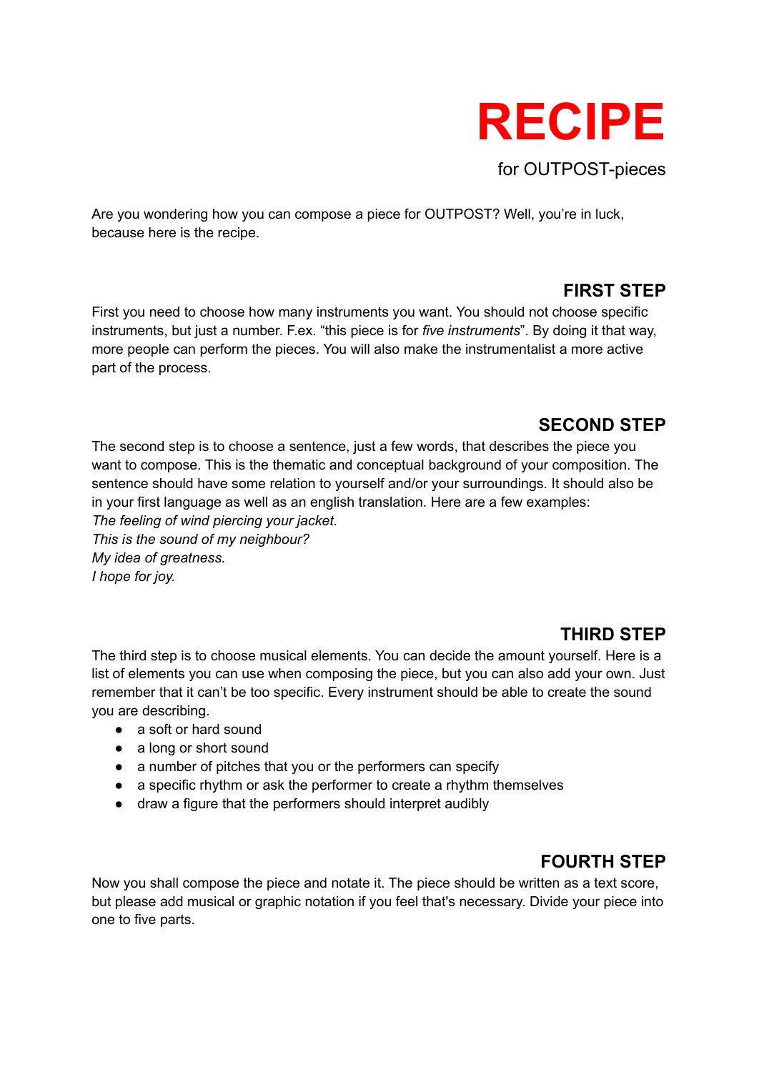# RECIPE

for OUTPOST-pieces

Are you wondering how you can compose a piece for OUTPOST? Well, you're in luck, because here is the recipe.

## FIRST STEP

First you need to choose how many instruments you want. You should not choose specific instruments, but just a number. F.ex. "this piece is for *five instruments*". By doing it that way, more people can perform the pieces. You will also make the instrumentalist a more active part of the process.

## SECOND STEP

The second step is to choose a sentence, just a few words, that describes the piece you want to compose. This is the thematic and conceptual background of your composition. The sentence should have some relation to yourself and/or your surroundings. It should also be in your first language as well as an english translation. Here are a few examples:

*The feeling of wind piercing your jacket.*
*This is the sound of my neighbour?*
*My idea of greatness.*
*I hope for joy.*

## THIRD STEP

The third step is to choose musical elements. You can decide the amount yourself. Here is a list of elements you can use when composing the piece, but you can also add your own. Just remember that it can't be too specific. Every instrument should be able to create the sound you are describing.

- a soft or hard sound
- a long or short sound
- a number of pitches that you or the performers can specify
- a specific rhythm or ask the performer to create a rhythm themselves
- draw a figure that the performers should interpret audibly

## FOURTH STEP

Now you shall compose the piece and notate it. The piece should be written as a text score, but please add musical or graphic notation if you feel that's necessary. Divide your piece into one to five parts.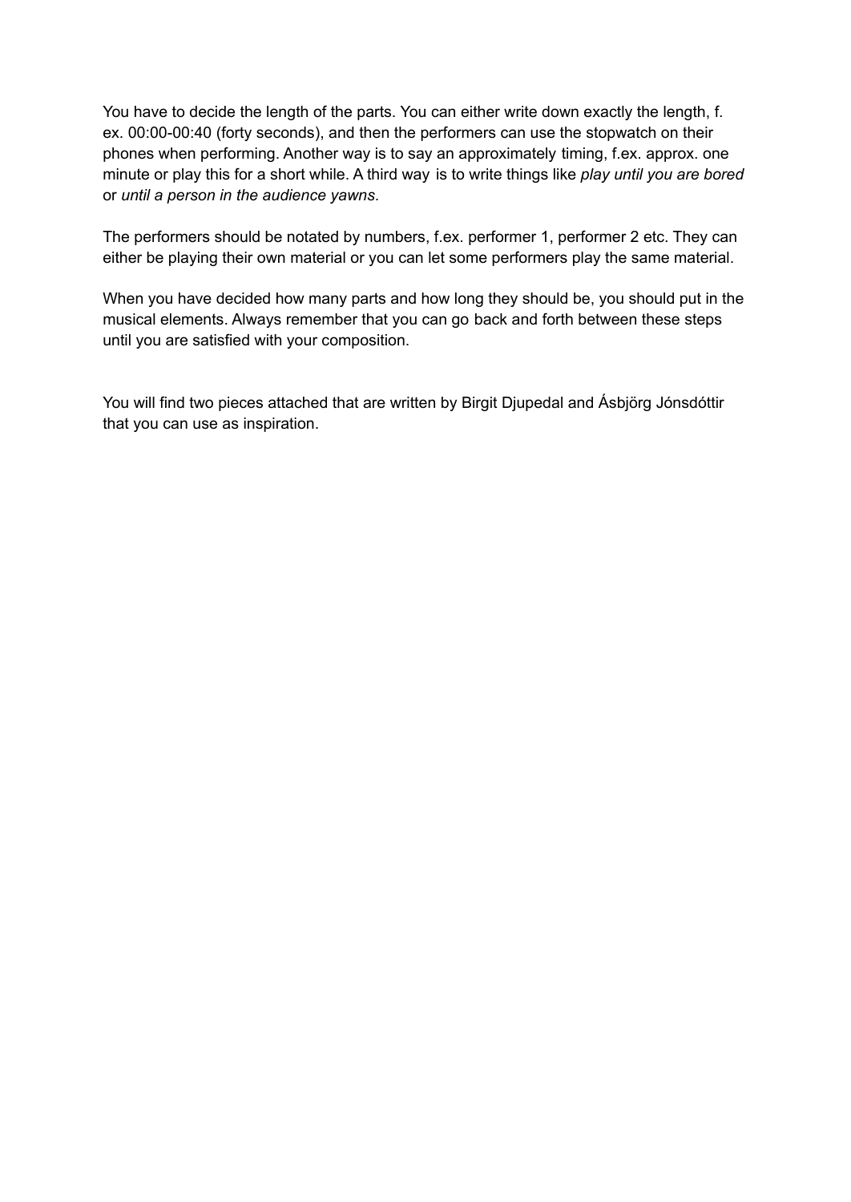You have to decide the length of the parts. You can either write down exactly the length, f. ex. 00:00-00:40 (forty seconds), and then the performers can use the stopwatch on their phones when performing. Another way is to say an approximately timing, f.ex. approx. one minute or play this for a short while. A third way is to write things like *play until you are bored* or *until a person in the audience yawns*.

The performers should be notated by numbers, f.ex. performer 1, performer 2 etc. They can either be playing their own material or you can let some performers play the same material.

When you have decided how many parts and how long they should be, you should put in the musical elements. Always remember that you can go back and forth between these steps until you are satisfied with your composition.

You will find two pieces attached that are written by Birgit Djupedal and Ásbjörg Jónsdóttir that you can use as inspiration.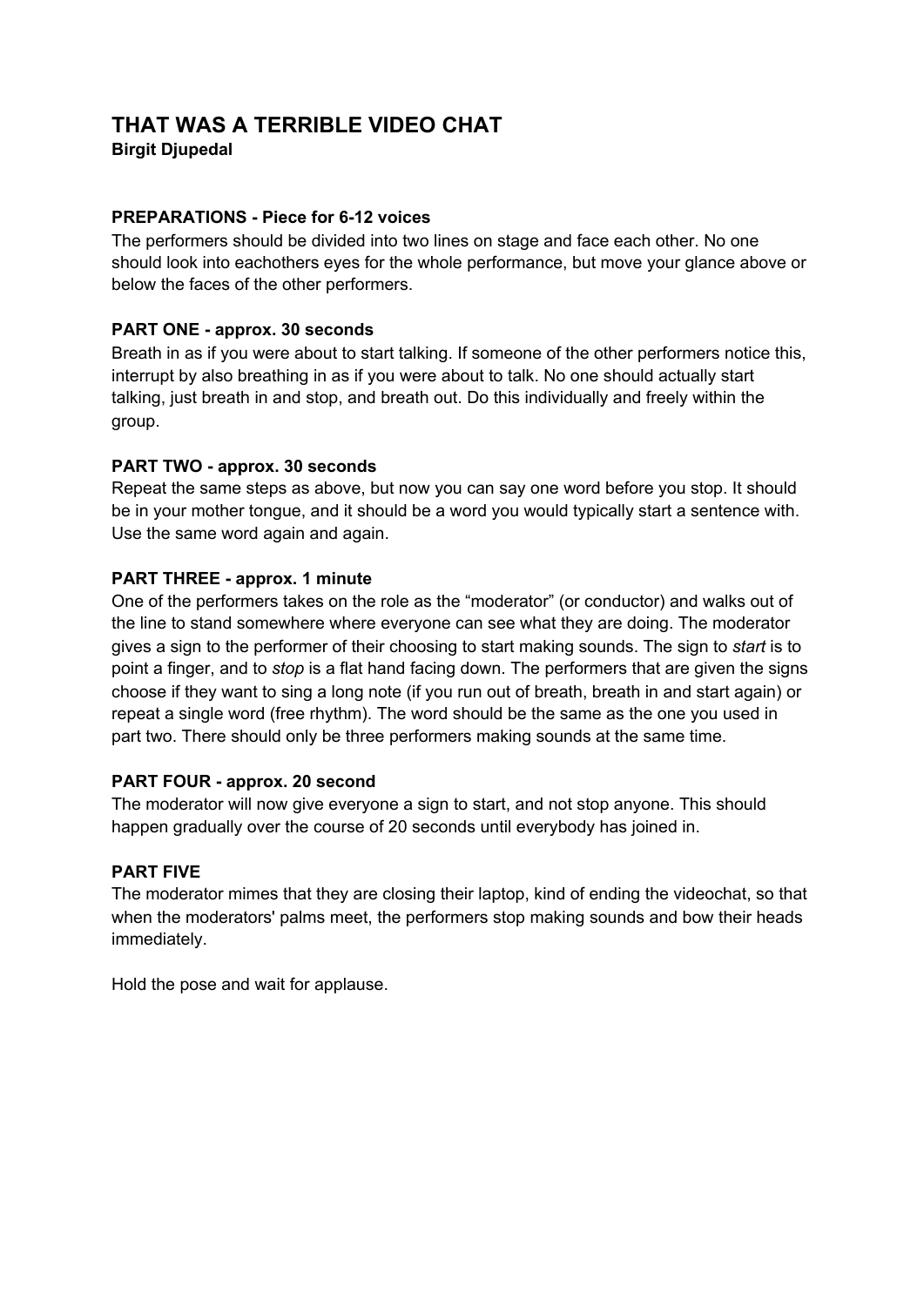# THAT WAS A TERRIBLE VIDEO CHAT

**Birgit Djupedal**

### PREPARATIONS - Piece for 6-12 voices

The performers should be divided into two lines on stage and face each other. No one should look into eachothers eyes for the whole performance, but move your glance above or below the faces of the other performers.

### PART ONE - approx. 30 seconds

Breath in as if you were about to start talking. If someone of the other performers notice this, interrupt by also breathing in as if you were about to talk. No one should actually start talking, just breath in and stop, and breath out. Do this individually and freely within the group.

### PART TWO - approx. 30 seconds

Repeat the same steps as above, but now you can say one word before you stop. It should be in your mother tongue, and it should be a word you would typically start a sentence with. Use the same word again and again.

### PART THREE - approx. 1 minute

One of the performers takes on the role as the "moderator" (or conductor) and walks out of the line to stand somewhere where everyone can see what they are doing. The moderator gives a sign to the performer of their choosing to start making sounds. The sign to *start* is to point a finger, and to *stop* is a flat hand facing down. The performers that are given the signs choose if they want to sing a long note (if you run out of breath, breath in and start again) or repeat a single word (free rhythm). The word should be the same as the one you used in part two. There should only be three performers making sounds at the same time.

### PART FOUR - approx. 20 second

The moderator will now give everyone a sign to start, and not stop anyone. This should happen gradually over the course of 20 seconds until everybody has joined in.

### PART FIVE

The moderator mimes that they are closing their laptop, kind of ending the videochat, so that when the moderators' palms meet, the performers stop making sounds and bow their heads immediately.

Hold the pose and wait for applause.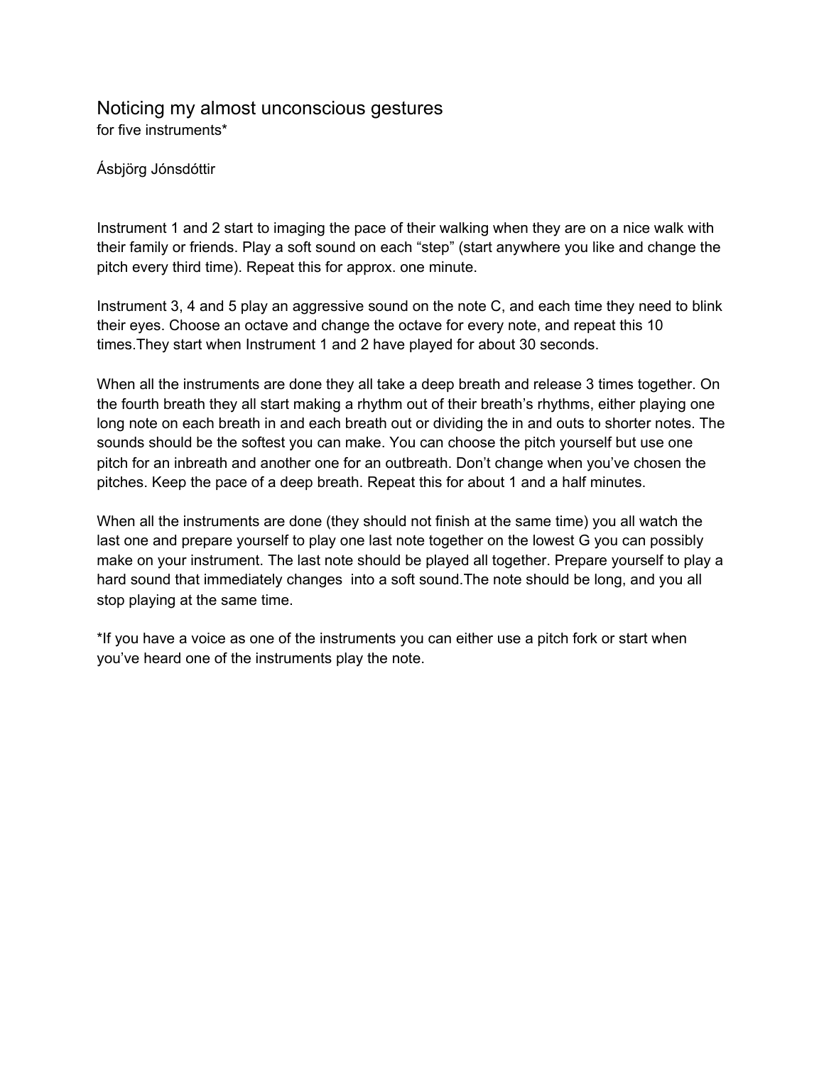# Noticing my almost unconscious gestures

for five instruments*

Ásbjörg Jónsdóttir

Instrument 1 and 2 start to imaging the pace of their walking when they are on a nice walk with their family or friends. Play a soft sound on each “step” (start anywhere you like and change the pitch every third time). Repeat this for approx. one minute.

Instrument 3, 4 and 5 play an aggressive sound on the note C, and each time they need to blink their eyes. Choose an octave and change the octave for every note, and repeat this 10 times.They start when Instrument 1 and 2 have played for about 30 seconds.

When all the instruments are done they all take a deep breath and release 3 times together. On the fourth breath they all start making a rhythm out of their breath’s rhythms, either playing one long note on each breath in and each breath out or dividing the in and outs to shorter notes. The sounds should be the softest you can make. You can choose the pitch yourself but use one pitch for an inbreath and another one for an outbreath. Don’t change when you’ve chosen the pitches. Keep the pace of a deep breath. Repeat this for about 1 and a half minutes.

When all the instruments are done (they should not finish at the same time) you all watch the last one and prepare yourself to play one last note together on the lowest G you can possibly make on your instrument. The last note should be played all together. Prepare yourself to play a hard sound that immediately changes  into a soft sound.The note should be long, and you all stop playing at the same time.

*If you have a voice as one of the instruments you can either use a pitch fork or start when you’ve heard one of the instruments play the note.